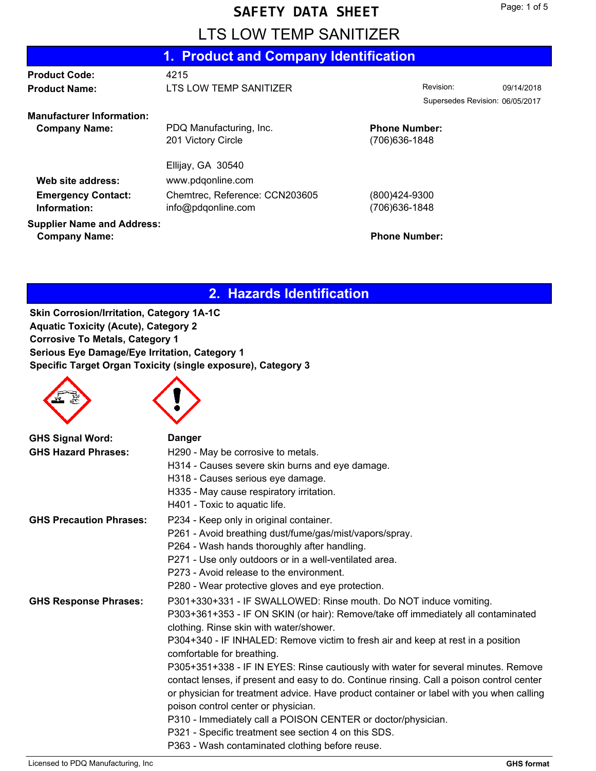# SAFETY DATA SHEET

# LTS LOW TEMP SANITIZER

## 1. Product and Company Identification

| | | | |
|---|---|---|---|
| **Product Code:** | 4215 | | |
| **Product Name:** | LTS LOW TEMP SANITIZER | Revision: | 09/14/2018 |
| | | Supersedes Revision: | 06/05/2017 |

**Manufacturer Information:**

| | | |
|---|---|---|
| **Company Name:** | PDQ Manufacturing, Inc.<br>201 Victory Circle<br><br>Ellijay, GA 30540 | **Phone Number:**<br>(706)636-1848 |
| **Web site address:** | www.pdqonline.com | |
| **Emergency Contact:** | Chemtrec, Reference: CCN203605 | (800)424-9300 |
| **Information:** | info@pdqonline.com | (706)636-1848 |

**Supplier Name and Address:**

| | | |
|---|---|---|
| **Company Name:** | | **Phone Number:** |

## 2. Hazards Identification

**Skin Corrosion/Irritation, Category 1A-1C**
**Aquatic Toxicity (Acute), Category 2**
**Corrosive To Metals, Category 1**
**Serious Eye Damage/Eye Irritation, Category 1**
**Specific Target Organ Toxicity (single exposure), Category 3**

**GHS Signal Word:** **Danger**

**GHS Hazard Phrases:**

H290 - May be corrosive to metals.
H314 - Causes severe skin burns and eye damage.
H318 - Causes serious eye damage.
H335 - May cause respiratory irritation.
H401 - Toxic to aquatic life.

**GHS Precaution Phrases:**

P234 - Keep only in original container.
P261 - Avoid breathing dust/fume/gas/mist/vapors/spray.
P264 - Wash hands thoroughly after handling.
P271 - Use only outdoors or in a well-ventilated area.
P273 - Avoid release to the environment.
P280 - Wear protective gloves and eye protection.

**GHS Response Phrases:**

P301+330+331 - IF SWALLOWED: Rinse mouth. Do NOT induce vomiting.
P303+361+353 - IF ON SKIN (or hair): Remove/take off immediately all contaminated clothing. Rinse skin with water/shower.
P304+340 - IF INHALED: Remove victim to fresh air and keep at rest in a position comfortable for breathing.
P305+351+338 - IF IN EYES: Rinse cautiously with water for several minutes. Remove contact lenses, if present and easy to do. Continue rinsing. Call a poison control center or physician for treatment advice. Have product container or label with you when calling poison control center or physician.
P310 - Immediately call a POISON CENTER or doctor/physician.
P321 - Specific treatment see section 4 on this SDS.
P363 - Wash contaminated clothing before reuse.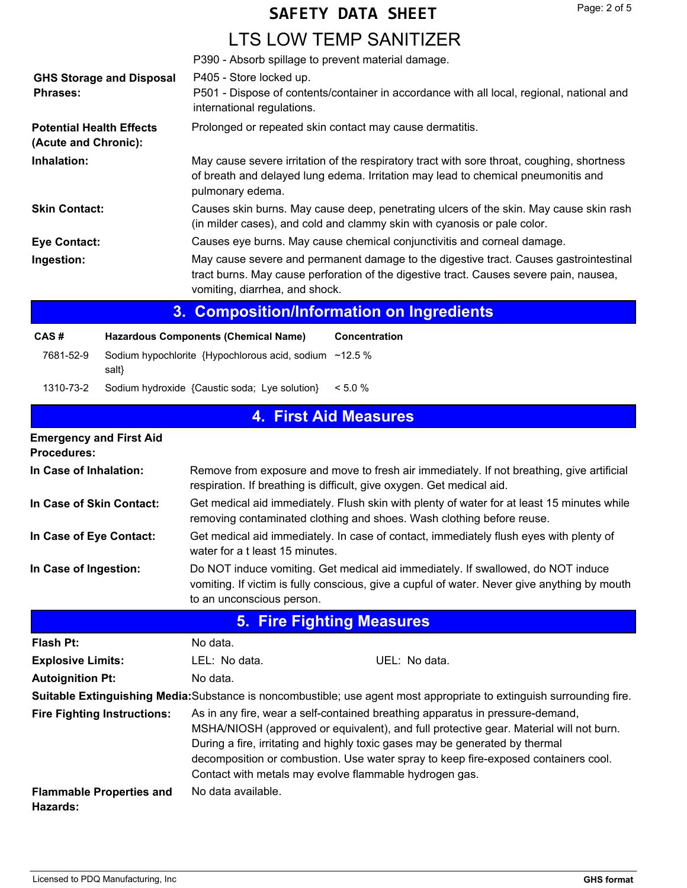P390 - Absorb spillage to prevent material damage.

**GHS Storage and Disposal Phrases:** P405 - Store locked up.
P501 - Dispose of contents/container in accordance with all local, regional, national and international regulations.

**Potential Health Effects (Acute and Chronic):** Prolonged or repeated skin contact may cause dermatitis.

**Inhalation:** May cause severe irritation of the respiratory tract with sore throat, coughing, shortness of breath and delayed lung edema. Irritation may lead to chemical pneumonitis and pulmonary edema.

**Skin Contact:** Causes skin burns. May cause deep, penetrating ulcers of the skin. May cause skin rash (in milder cases), and cold and clammy skin with cyanosis or pale color.

**Eye Contact:** Causes eye burns. May cause chemical conjunctivitis and corneal damage.

**Ingestion:** May cause severe and permanent damage to the digestive tract. Causes gastrointestinal tract burns. May cause perforation of the digestive tract. Causes severe pain, nausea, vomiting, diarrhea, and shock.

## 3. Composition/Information on Ingredients

| CAS # | Hazardous Components (Chemical Name) | Concentration |
|---|---|---|
| 7681-52-9 | Sodium hypochlorite {Hypochlorous acid, sodium salt} | ~12.5 % |
| 1310-73-2 | Sodium hydroxide {Caustic soda; Lye solution} | < 5.0 % |

## 4. First Aid Measures

**Emergency and First Aid Procedures:**

**In Case of Inhalation:** Remove from exposure and move to fresh air immediately. If not breathing, give artificial respiration. If breathing is difficult, give oxygen. Get medical aid.

**In Case of Skin Contact:** Get medical aid immediately. Flush skin with plenty of water for at least 15 minutes while removing contaminated clothing and shoes. Wash clothing before reuse.

**In Case of Eye Contact:** Get medical aid immediately. In case of contact, immediately flush eyes with plenty of water for a t least 15 minutes.

**In Case of Ingestion:** Do NOT induce vomiting. Get medical aid immediately. If swallowed, do NOT induce vomiting. If victim is fully conscious, give a cupful of water. Never give anything by mouth to an unconscious person.

## 5. Fire Fighting Measures

**Flash Pt:** No data.

**Explosive Limits:** LEL: No data. UEL: No data.

**Autoignition Pt:** No data.

**Suitable Extinguishing Media:** Substance is noncombustible; use agent most appropriate to extinguish surrounding fire.

**Fire Fighting Instructions:** As in any fire, wear a self-contained breathing apparatus in pressure-demand, MSHA/NIOSH (approved or equivalent), and full protective gear. Material will not burn. During a fire, irritating and highly toxic gases may be generated by thermal decomposition or combustion. Use water spray to keep fire-exposed containers cool. Contact with metals may evolve flammable hydrogen gas.

**Flammable Properties and Hazards:** No data available.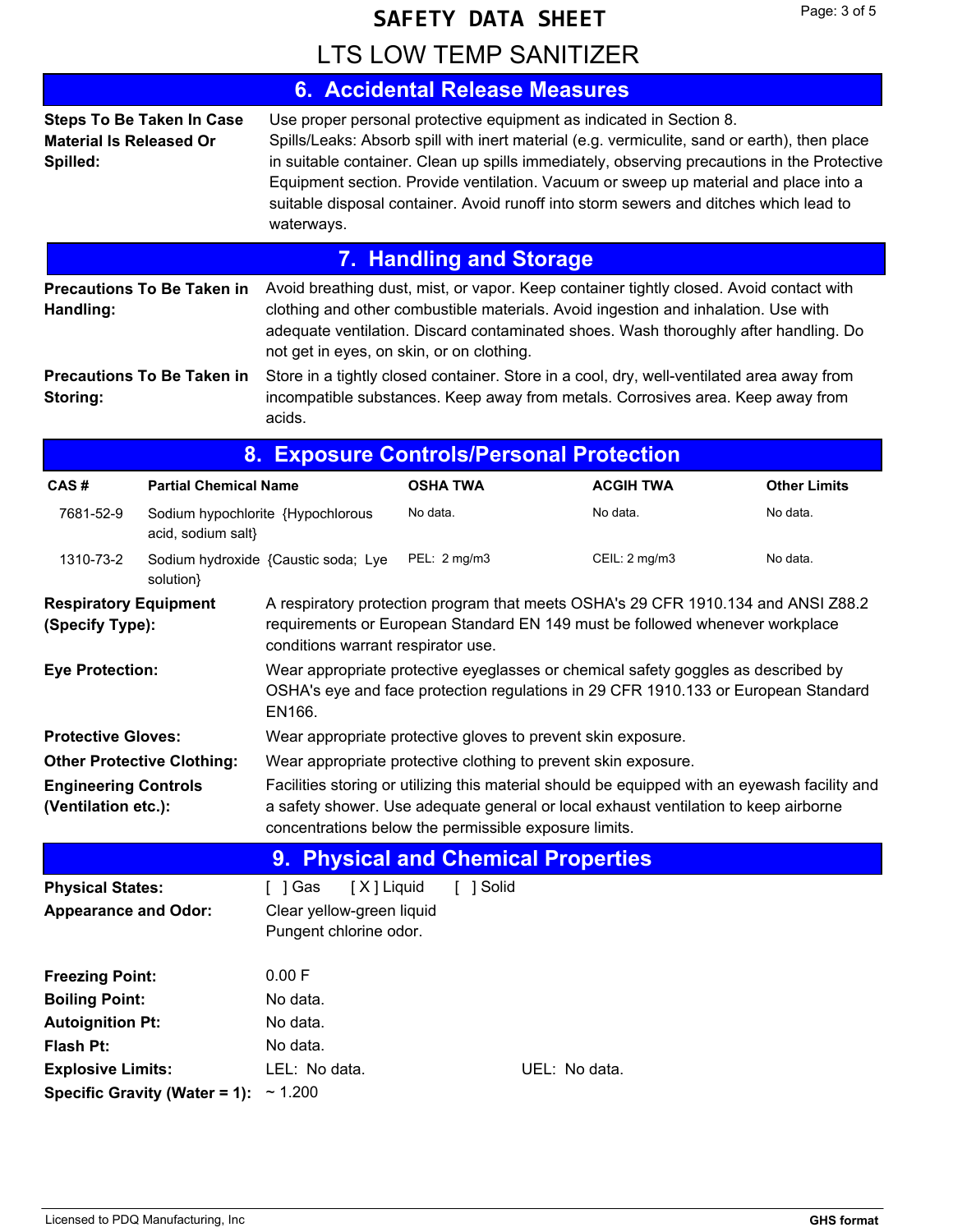# SAFETY DATA SHEET

# LTS LOW TEMP SANITIZER

## 6. Accidental Release Measures

**Steps To Be Taken In Case Material Is Released Or Spilled:**

Use proper personal protective equipment as indicated in Section 8.
Spills/Leaks: Absorb spill with inert material (e.g. vermiculite, sand or earth), then place in suitable container. Clean up spills immediately, observing precautions in the Protective Equipment section. Provide ventilation. Vacuum or sweep up material and place into a suitable disposal container. Avoid runoff into storm sewers and ditches which lead to waterways.

## 7. Handling and Storage

**Precautions To Be Taken in Handling:**

Avoid breathing dust, mist, or vapor. Keep container tightly closed. Avoid contact with clothing and other combustible materials. Avoid ingestion and inhalation. Use with adequate ventilation. Discard contaminated shoes. Wash thoroughly after handling. Do not get in eyes, on skin, or on clothing.

**Precautions To Be Taken in Storing:**

Store in a tightly closed container. Store in a cool, dry, well-ventilated area away from incompatible substances. Keep away from metals. Corrosives area. Keep away from acids.

## 8. Exposure Controls/Personal Protection

| CAS # | Partial Chemical Name | OSHA TWA | ACGIH TWA | Other Limits |
|---|---|---|---|---|
| 7681-52-9 | Sodium hypochlorite {Hypochlorous acid, sodium salt} | No data. | No data. | No data. |
| 1310-73-2 | Sodium hydroxide {Caustic soda; Lye solution} | PEL: 2 mg/m3 | CEIL: 2 mg/m3 | No data. |

**Respiratory Equipment (Specify Type):**

A respiratory protection program that meets OSHA's 29 CFR 1910.134 and ANSI Z88.2 requirements or European Standard EN 149 must be followed whenever workplace conditions warrant respirator use.

**Eye Protection:**

Wear appropriate protective eyeglasses or chemical safety goggles as described by OSHA's eye and face protection regulations in 29 CFR 1910.133 or European Standard EN166.

**Protective Gloves:**

Wear appropriate protective gloves to prevent skin exposure.

**Other Protective Clothing:**

Wear appropriate protective clothing to prevent skin exposure.

**Engineering Controls (Ventilation etc.):**

Facilities storing or utilizing this material should be equipped with an eyewash facility and a safety shower. Use adequate general or local exhaust ventilation to keep airborne concentrations below the permissible exposure limits.

## 9. Physical and Chemical Properties

**Physical States:** [ ] Gas [ X ] Liquid [ ] Solid

**Appearance and Odor:** Clear yellow-green liquid
Pungent chlorine odor.

**Freezing Point:** 0.00 F

**Boiling Point:** No data.

**Autoignition Pt:** No data.

**Flash Pt:** No data.

**Explosive Limits:** LEL: No data. UEL: No data.

**Specific Gravity (Water = 1):** ~ 1.200

Licensed to PDQ Manufacturing, Inc — GHS format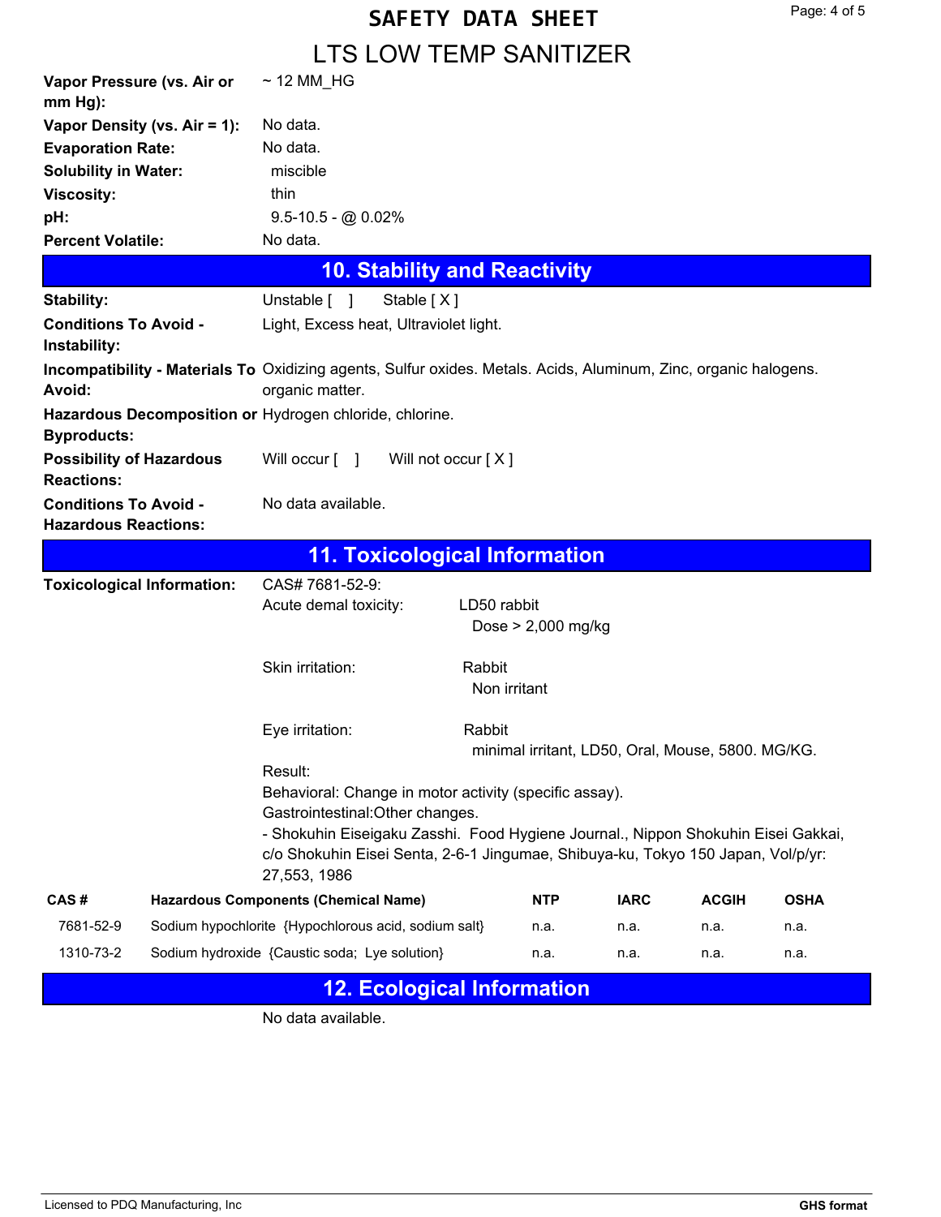# SAFETY DATA SHEET

# LTS LOW TEMP SANITIZER

| | |
|---|---|
| **Vapor Pressure (vs. Air or mm Hg):** | ~ 12 MM_HG |
| **Vapor Density (vs. Air = 1):** | No data. |
| **Evaporation Rate:** | No data. |
| **Solubility in Water:** | miscible |
| **Viscosity:** | thin |
| **pH:** | 9.5-10.5 - @ 0.02% |
| **Percent Volatile:** | No data. |

## 10. Stability and Reactivity

| | |
|---|---|
| **Stability:** | Unstable [ ] Stable [ X ] |
| **Conditions To Avoid - Instability:** | Light, Excess heat, Ultraviolet light. |
| **Incompatibility - Materials To Avoid:** | Oxidizing agents, Sulfur oxides. Metals. Acids, Aluminum, Zinc, organic halogens. organic matter. |
| **Hazardous Decomposition or Byproducts:** | Hydrogen chloride, chlorine. |
| **Possibility of Hazardous Reactions:** | Will occur [ ] Will not occur [ X ] |
| **Conditions To Avoid - Hazardous Reactions:** | No data available. |

## 11. Toxicological Information

**Toxicological Information:**

CAS# 7681-52-9:

Acute demal toxicity: LD50 rabbit
Dose > 2,000 mg/kg

Skin irritation: Rabbit
Non irritant

Eye irritation: Rabbit
minimal irritant, LD50, Oral, Mouse, 5800. MG/KG.

Result:
Behavioral: Change in motor activity (specific assay).
Gastrointestinal:Other changes.
- Shokuhin Eiseigaku Zasshi. Food Hygiene Journal., Nippon Shokuhin Eisei Gakkai, c/o Shokuhin Eisei Senta, 2-6-1 Jingumae, Shibuya-ku, Tokyo 150 Japan, Vol/p/yr: 27,553, 1986

| CAS # | Hazardous Components (Chemical Name) | NTP | IARC | ACGIH | OSHA |
|---|---|---|---|---|---|
| 7681-52-9 | Sodium hypochlorite {Hypochlorous acid, sodium salt} | n.a. | n.a. | n.a. | n.a. |
| 1310-73-2 | Sodium hydroxide {Caustic soda; Lye solution} | n.a. | n.a. | n.a. | n.a. |

## 12. Ecological Information

No data available.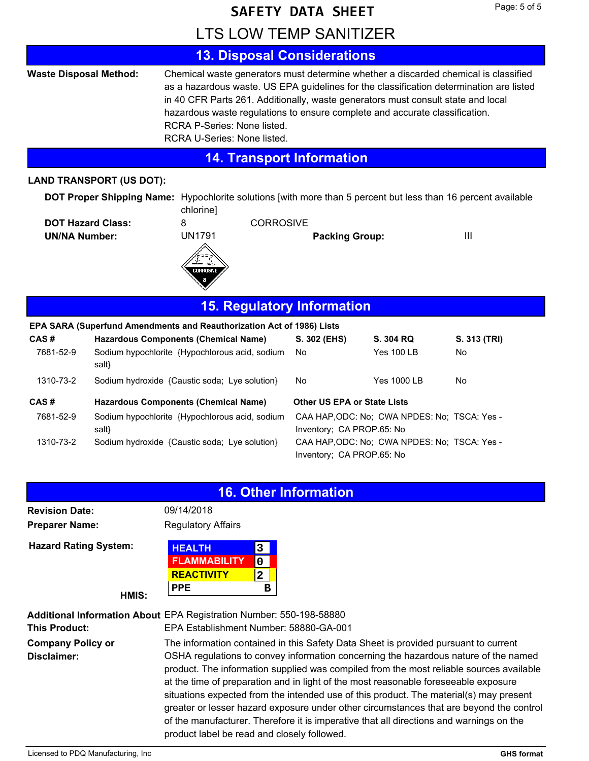## 13. Disposal Considerations

**Waste Disposal Method:** Chemical waste generators must determine whether a discarded chemical is classified as a hazardous waste. US EPA guidelines for the classification determination are listed in 40 CFR Parts 261. Additionally, waste generators must consult state and local hazardous waste regulations to ensure complete and accurate classification.
RCRA P-Series: None listed.
RCRA U-Series: None listed.

## 14. Transport Information

**LAND TRANSPORT (US DOT):**

**DOT Proper Shipping Name:** Hypochlorite solutions [with more than 5 percent but less than 16 percent available chlorine]

**DOT Hazard Class:** 8 CORROSIVE

**UN/NA Number:** UN1791 **Packing Group:** III

## 15. Regulatory Information

**EPA SARA (Superfund Amendments and Reauthorization Act of 1986) Lists**

| CAS # | Hazardous Components (Chemical Name) | S. 302 (EHS) | S. 304 RQ | S. 313 (TRI) |
|---|---|---|---|---|
| 7681-52-9 | Sodium hypochlorite {Hypochlorous acid, sodium salt} | No | Yes 100 LB | No |
| 1310-73-2 | Sodium hydroxide {Caustic soda; Lye solution} | No | Yes 1000 LB | No |

| CAS # | Hazardous Components (Chemical Name) | Other US EPA or State Lists |
|---|---|---|
| 7681-52-9 | Sodium hypochlorite {Hypochlorous acid, sodium salt} | CAA HAP,ODC: No; CWA NPDES: No; TSCA: Yes - Inventory; CA PROP.65: No |
| 1310-73-2 | Sodium hydroxide {Caustic soda; Lye solution} | CAA HAP,ODC: No; CWA NPDES: No; TSCA: Yes - Inventory; CA PROP.65: No |

## 16. Other Information

**Revision Date:** 09/14/2018

**Preparer Name:** Regulatory Affairs

**Hazard Rating System:**

**HMIS:**

| | |
|---|---|
| HEALTH | 3 |
| FLAMMABILITY | 0 |
| REACTIVITY | 2 |
| PPE | B |

**Additional Information About This Product:** EPA Registration Number: 550-198-58880
EPA Establishment Number: 58880-GA-001

**Company Policy or Disclaimer:** The information contained in this Safety Data Sheet is provided pursuant to current OSHA regulations to convey information concerning the hazardous nature of the named product. The information supplied was compiled from the most reliable sources available at the time of preparation and in light of the most reasonable foreseeable exposure situations expected from the intended use of this product. The material(s) may present greater or lesser hazard exposure under other circumstances that are beyond the control of the manufacturer. Therefore it is imperative that all directions and warnings on the product label be read and closely followed.